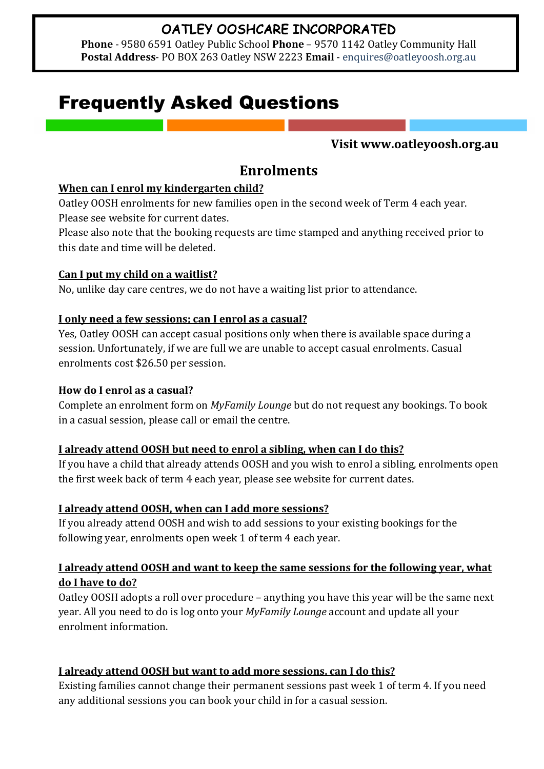**OATLEY OOSHCARE INCORPORATED**

**Phone** - 9580 6591 Oatley Public School **Phone** – 9570 1142 Oatley Community Hall
**Postal Address**- PO BOX 263 Oatley NSW 2223 **Email** - enquires@oatleyoosh.org.au

# Frequently Asked Questions

**Visit www.oatleyoosh.org.au**

## Enrolments

**When can I enrol my kindergarten child?**

Oatley OOSH enrolments for new families open in the second week of Term 4 each year. Please see website for current dates.

Please also note that the booking requests are time stamped and anything received prior to this date and time will be deleted.

**Can I put my child on a waitlist?**

No, unlike day care centres, we do not have a waiting list prior to attendance.

**I only need a few sessions; can I enrol as a casual?**

Yes, Oatley OOSH can accept casual positions only when there is available space during a session. Unfortunately, if we are full we are unable to accept casual enrolments. Casual enrolments cost $26.50 per session.

**How do I enrol as a casual?**

Complete an enrolment form on *MyFamily Lounge* but do not request any bookings. To book in a casual session, please call or email the centre.

**I already attend OOSH but need to enrol a sibling, when can I do this?**

If you have a child that already attends OOSH and you wish to enrol a sibling, enrolments open the first week back of term 4 each year, please see website for current dates.

**I already attend OOSH, when can I add more sessions?**

If you already attend OOSH and wish to add sessions to your existing bookings for the following year, enrolments open week 1 of term 4 each year.

**I already attend OOSH and want to keep the same sessions for the following year, what do I have to do?**

Oatley OOSH adopts a roll over procedure – anything you have this year will be the same next year. All you need to do is log onto your *MyFamily Lounge* account and update all your enrolment information.

**I already attend OOSH but want to add more sessions, can I do this?**

Existing families cannot change their permanent sessions past week 1 of term 4. If you need any additional sessions you can book your child in for a casual session.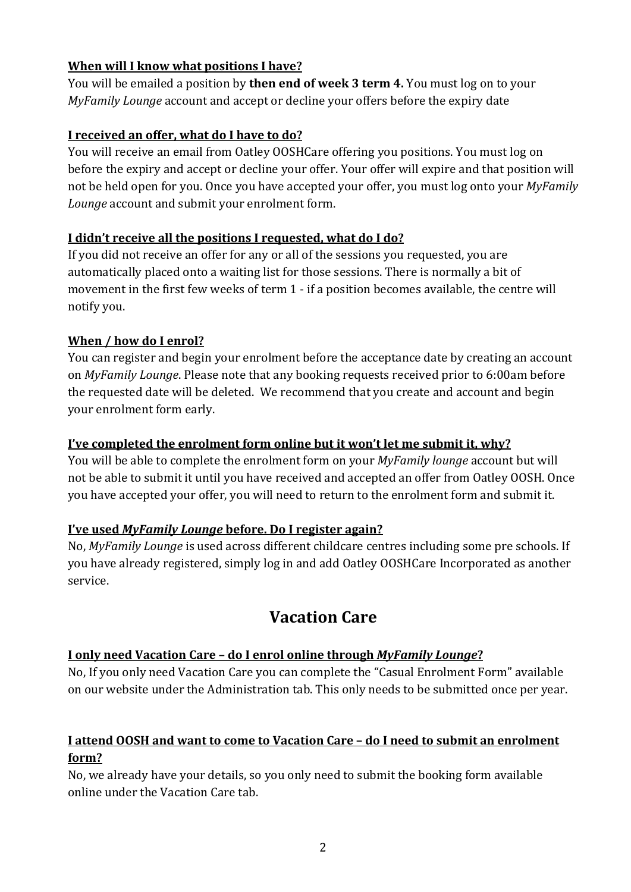**<u>When will I know what positions I have?</u>**

You will be emailed a position by **then end of week 3 term 4.** You must log on to your *MyFamily Lounge* account and accept or decline your offers before the expiry date

**<u>I received an offer, what do I have to do?</u>**

You will receive an email from Oatley OOSHCare offering you positions. You must log on before the expiry and accept or decline your offer. Your offer will expire and that position will not be held open for you. Once you have accepted your offer, you must log onto your *MyFamily Lounge* account and submit your enrolment form.

**<u>I didn't receive all the positions I requested, what do I do?</u>**

If you did not receive an offer for any or all of the sessions you requested, you are automatically placed onto a waiting list for those sessions. There is normally a bit of movement in the first few weeks of term 1 - if a position becomes available, the centre will notify you.

**<u>When / how do I enrol?</u>**

You can register and begin your enrolment before the acceptance date by creating an account on *MyFamily Lounge*. Please note that any booking requests received prior to 6:00am before the requested date will be deleted. We recommend that you create and account and begin your enrolment form early.

**<u>I've completed the enrolment form online but it won't let me submit it, why?</u>**

You will be able to complete the enrolment form on your *MyFamily lounge* account but will not be able to submit it until you have received and accepted an offer from Oatley OOSH. Once you have accepted your offer, you will need to return to the enrolment form and submit it.

**<u>I've used *MyFamily Lounge* before. Do I register again?</u>**

No, *MyFamily Lounge* is used across different childcare centres including some pre schools. If you have already registered, simply log in and add Oatley OOSHCare Incorporated as another service.

## Vacation Care

**<u>I only need Vacation Care – do I enrol online through *MyFamily Lounge*?</u>**

No, If you only need Vacation Care you can complete the "Casual Enrolment Form" available on our website under the Administration tab. This only needs to be submitted once per year.

**<u>I attend OOSH and want to come to Vacation Care – do I need to submit an enrolment form?</u>**

No, we already have your details, so you only need to submit the booking form available online under the Vacation Care tab.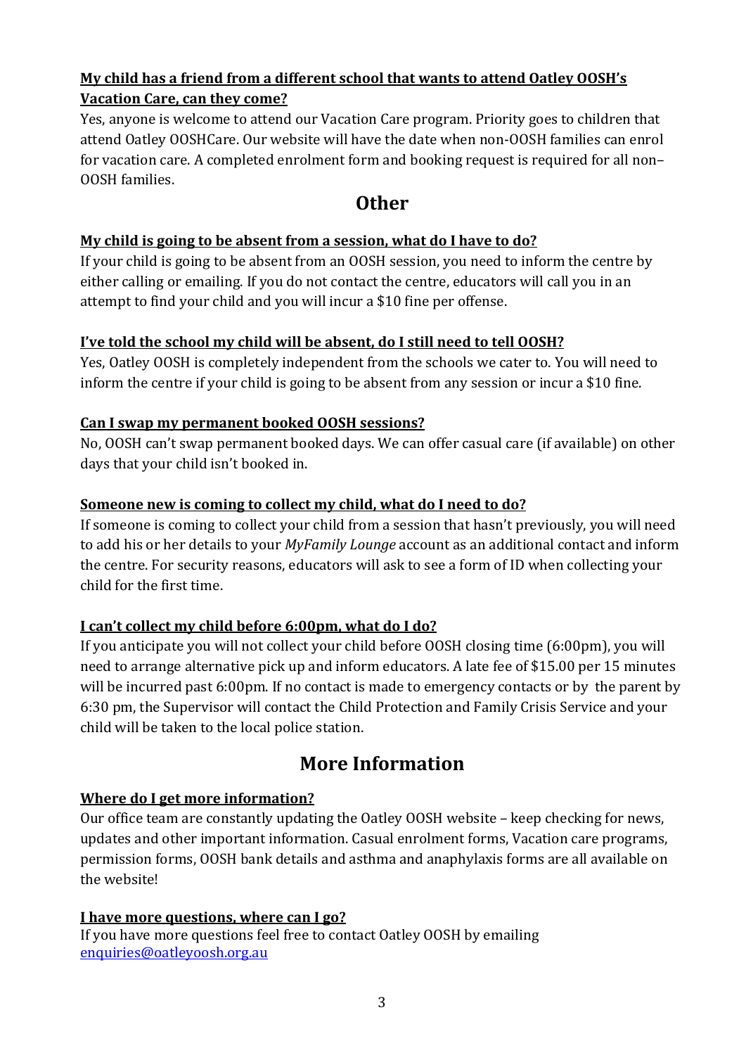**My child has a friend from a different school that wants to attend Oatley OOSH's Vacation Care, can they come?**

Yes, anyone is welcome to attend our Vacation Care program. Priority goes to children that attend Oatley OOSHCare. Our website will have the date when non-OOSH families can enrol for vacation care. A completed enrolment form and booking request is required for all non–OOSH families.

## Other

**My child is going to be absent from a session, what do I have to do?**

If your child is going to be absent from an OOSH session, you need to inform the centre by either calling or emailing. If you do not contact the centre, educators will call you in an attempt to find your child and you will incur a $10 fine per offense.

**I've told the school my child will be absent, do I still need to tell OOSH?**

Yes, Oatley OOSH is completely independent from the schools we cater to. You will need to inform the centre if your child is going to be absent from any session or incur a $10 fine.

**Can I swap my permanent booked OOSH sessions?**

No, OOSH can't swap permanent booked days. We can offer casual care (if available) on other days that your child isn't booked in.

**Someone new is coming to collect my child, what do I need to do?**

If someone is coming to collect your child from a session that hasn't previously, you will need to add his or her details to your *MyFamily Lounge* account as an additional contact and inform the centre. For security reasons, educators will ask to see a form of ID when collecting your child for the first time.

**I can't collect my child before 6:00pm, what do I do?**

If you anticipate you will not collect your child before OOSH closing time (6:00pm), you will need to arrange alternative pick up and inform educators. A late fee of $15.00 per 15 minutes will be incurred past 6:00pm. If no contact is made to emergency contacts or by the parent by 6:30 pm, the Supervisor will contact the Child Protection and Family Crisis Service and your child will be taken to the local police station.

## More Information

**Where do I get more information?**

Our office team are constantly updating the Oatley OOSH website – keep checking for news, updates and other important information. Casual enrolment forms, Vacation care programs, permission forms, OOSH bank details and asthma and anaphylaxis forms are all available on the website!

**I have more questions, where can I go?**

If you have more questions feel free to contact Oatley OOSH by emailing [enquiries@oatleyoosh.org.au](mailto:enquiries@oatleyoosh.org.au)